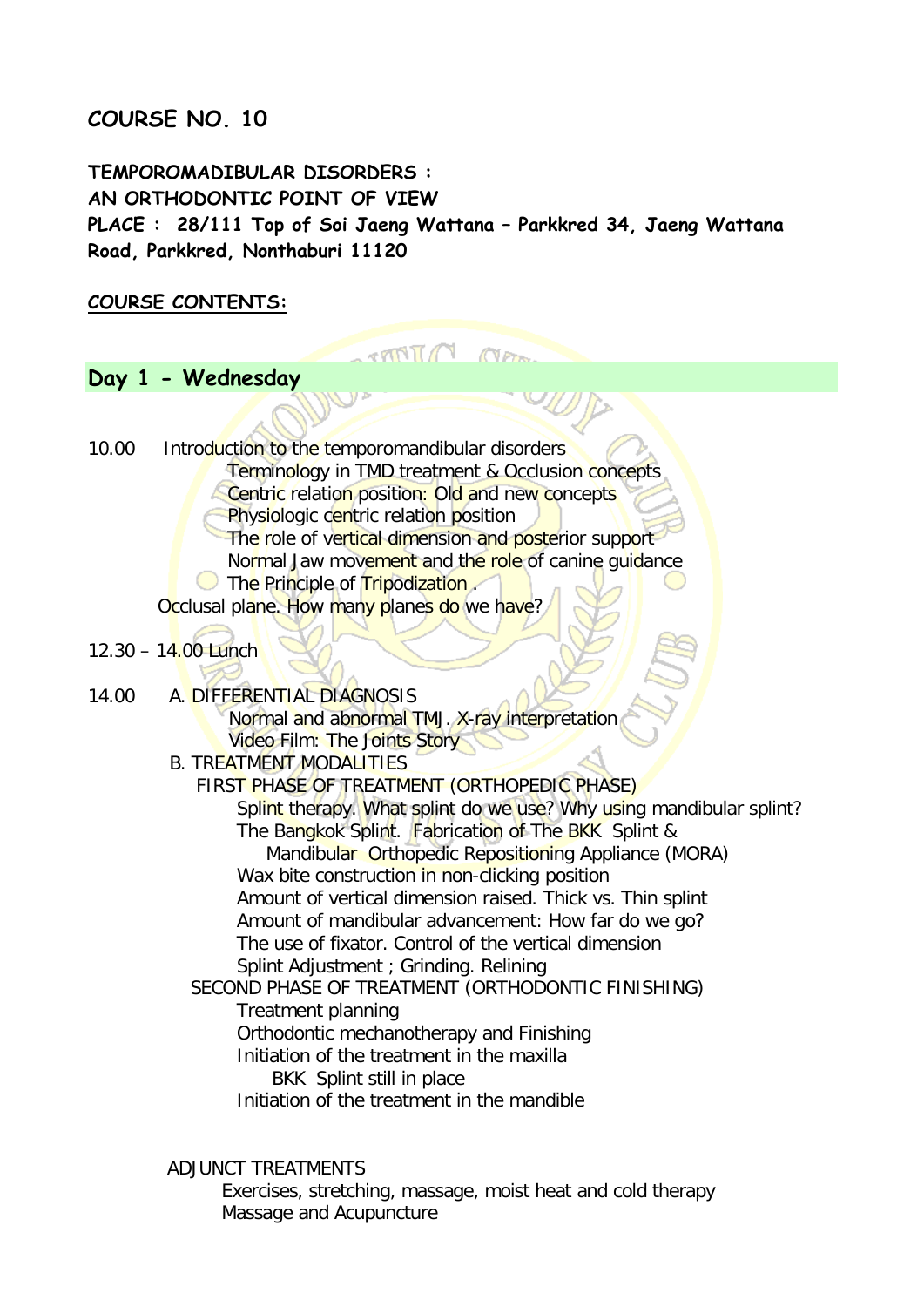# COURSE NO. 10

**TEMPOROMADIBULAR DISORDERS :**
**AN ORTHODONTIC POINT OF VIEW**
**PLACE : 28/111 Top of Soi Jaeng Wattana – Parkkred 34, Jaeng Wattana Road, Parkkred, Nonthaburi 11120**

**COURSE CONTENTS:**

## Day 1 - Wednesday

10.00 Introduction to the temporomandibular disorders

- Terminology in TMD treatment & Occlusion concepts
- Centric relation position: Old and new concepts
- Physiologic centric relation position
- The role of vertical dimension and posterior support
- Normal Jaw movement and the role of canine guidance
- The Principle of Tripodization .

Occlusal plane. How many planes do we have?

12.30 – 14.00 Lunch

14.00 A. DIFFERENTIAL DIAGNOSIS

- Normal and abnormal TMJ. X-ray interpretation
- Video Film: The Joints Story

B. TREATMENT MODALITIES

FIRST PHASE OF TREATMENT (ORTHOPEDIC PHASE)

- Splint therapy. What splint do we use? Why using mandibular splint?
- The Bangkok Splint. Fabrication of The BKK Splint & Mandibular Orthopedic Repositioning Appliance (MORA)
- Wax bite construction in non-clicking position
- Amount of vertical dimension raised. Thick vs. Thin splint
- Amount of mandibular advancement: How far do we go?
- The use of fixator. Control of the vertical dimension
- Splint Adjustment ; Grinding. Relining

SECOND PHASE OF TREATMENT (ORTHODONTIC FINISHING)

- Treatment planning
- Orthodontic mechanotherapy and Finishing
- Initiation of the treatment in the maxilla
  - BKK Splint still in place
- Initiation of the treatment in the mandible

ADJUNCT TREATMENTS

- Exercises, stretching, massage, moist heat and cold therapy
- Massage and Acupuncture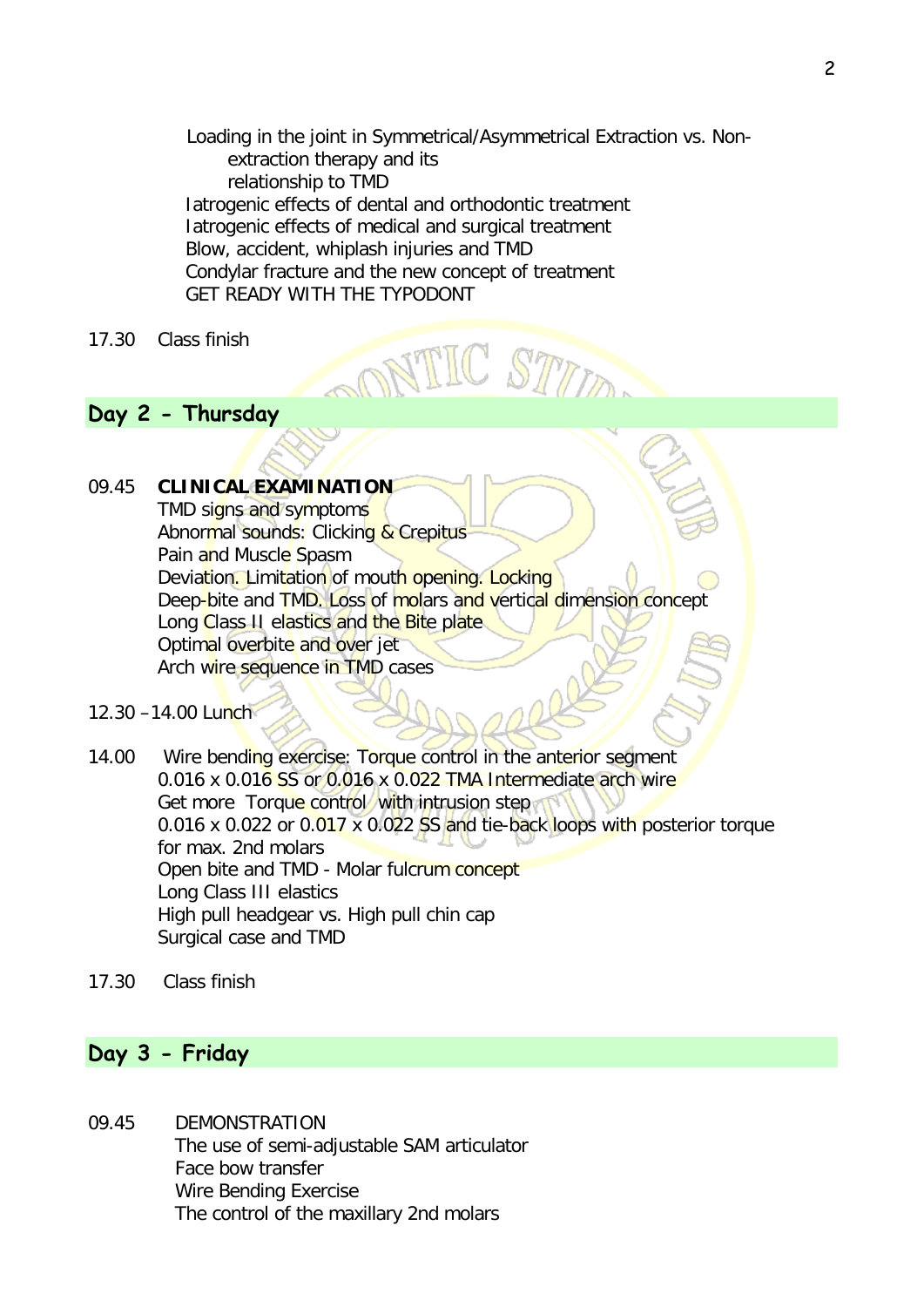Loading in the joint in Symmetrical/Asymmetrical Extraction vs. Non-extraction therapy and its relationship to TMD
Iatrogenic effects of dental and orthodontic treatment
Iatrogenic effects of medical and surgical treatment
Blow, accident, whiplash injuries and TMD
Condylar fracture and the new concept of treatment
GET READY WITH THE TYPODONT

17.30 Class finish

## Day 2 - Thursday

09.45 **CLINICAL EXAMINATION**
TMD signs and symptoms
Abnormal sounds: Clicking & Crepitus
Pain and Muscle Spasm
Deviation. Limitation of mouth opening. Locking
Deep-bite and TMD. Loss of molars and vertical dimension concept
Long Class II elastics and the Bite plate
Optimal overbite and over jet
Arch wire sequence in TMD cases

12.30 –14.00 Lunch

14.00 Wire bending exercise: Torque control in the anterior segment
0.016 x 0.016 SS or 0.016 x 0.022 TMA Intermediate arch wire
Get more Torque control with intrusion step
0.016 x 0.022 or 0.017 x 0.022 SS and tie-back loops with posterior torque for max. 2nd molars
Open bite and TMD - Molar fulcrum concept
Long Class III elastics
High pull headgear vs. High pull chin cap
Surgical case and TMD

17.30 Class finish

## Day 3 - Friday

09.45 DEMONSTRATION
The use of semi-adjustable SAM articulator
Face bow transfer
Wire Bending Exercise
The control of the maxillary 2nd molars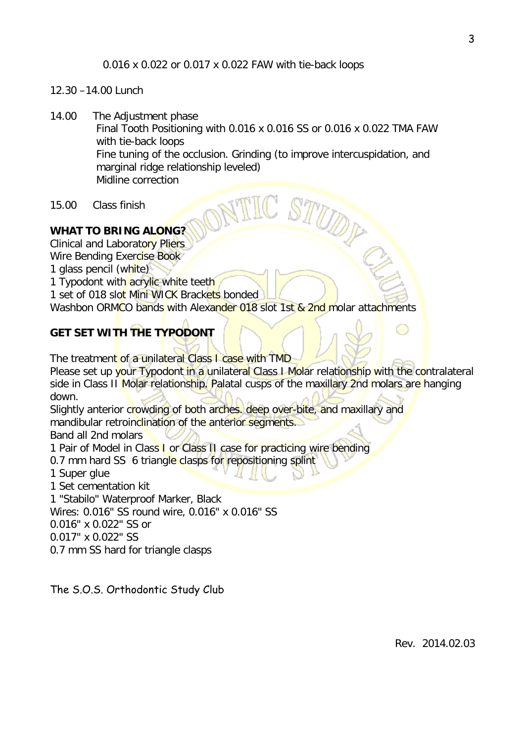0.016 x 0.022 or 0.017 x 0.022 FAW with tie-back loops

12.30 –14.00 Lunch

14.00 The Adjustment phase
Final Tooth Positioning with 0.016 x 0.016 SS or 0.016 x 0.022 TMA FAW with tie-back loops
Fine tuning of the occlusion. Grinding (to improve intercuspidation, and marginal ridge relationship leveled)
Midline correction

15.00 Class finish

**WHAT TO BRING ALONG?**

Clinical and Laboratory Pliers
Wire Bending Exercise Book
1 glass pencil (white)
1 Typodont with acrylic white teeth
1 set of 018 slot Mini WICK Brackets bonded
Washbon ORMCO bands with Alexander 018 slot 1st & 2nd molar attachments

**GET SET WITH THE TYPODONT**

The treatment of a unilateral Class I case with TMD
Please set up your Typodont in a unilateral Class I Molar relationship with the contralateral side in Class II Molar relationship. Palatal cusps of the maxillary 2nd molars are hanging down.
Slightly anterior crowding of both arches. deep over-bite, and maxillary and mandibular retroinclination of the anterior segments.
Band all 2nd molars
1 Pair of Model in Class I or Class II case for practicing wire bending
0.7 mm hard SS 6 triangle clasps for repositioning splint
1 Super glue
1 Set cementation kit
1 "Stabilo" Waterproof Marker, Black
Wires: 0.016" SS round wire, 0.016" x 0.016" SS
0.016" x 0.022" SS or
0.017" x 0.022" SS
0.7 mm SS hard for triangle clasps

The S.O.S. Orthodontic Study Club

Rev. 2014.02.03